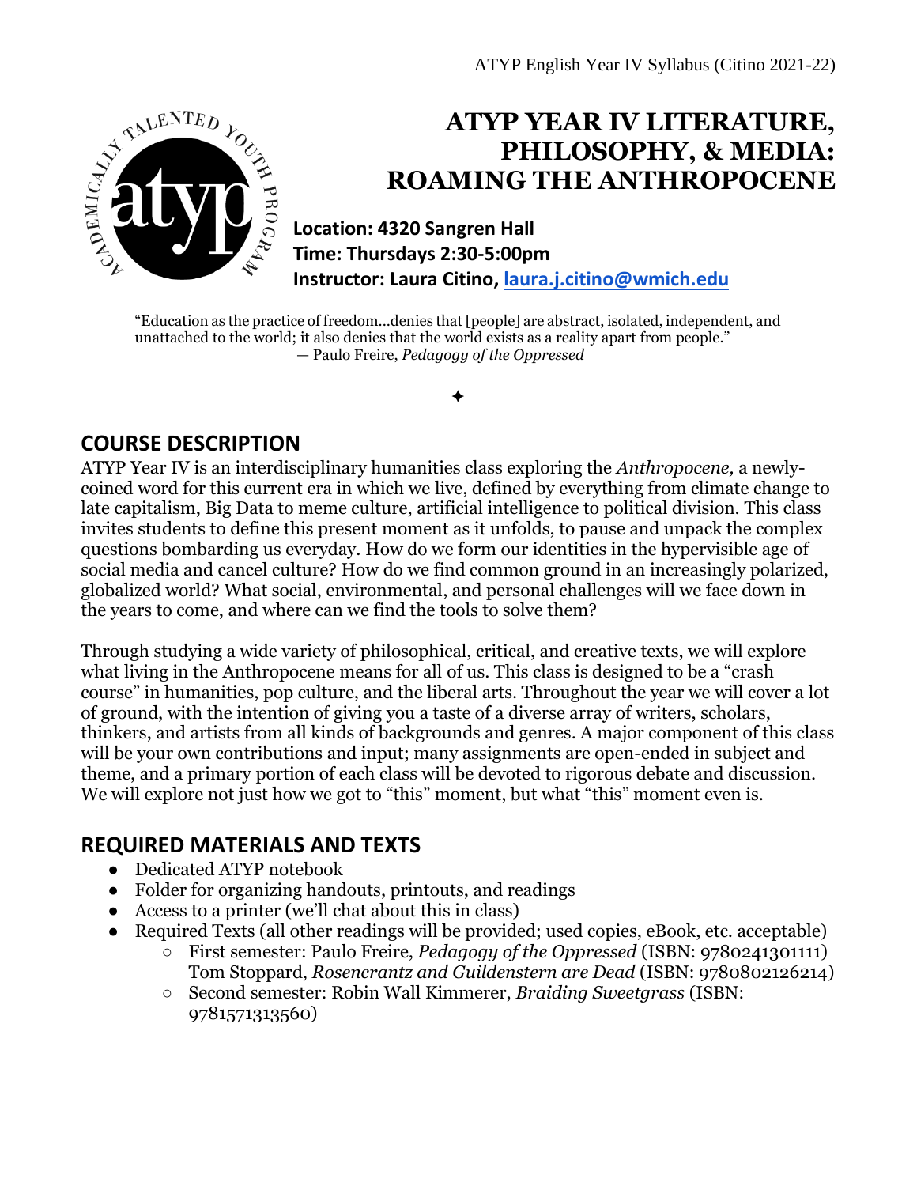# ATYP YEAR IV LITERATURE, PHILOSOPHY, & MEDIA: ROAMING THE ANTHROPOCENE

**Location: 4320 Sangren Hall**
**Time: Thursdays 2:30-5:00pm**
**Instructor: Laura Citino, laura.j.citino@wmich.edu**

"Education as the practice of freedom…denies that [people] are abstract, isolated, independent, and unattached to the world; it also denies that the world exists as a reality apart from people."
— Paulo Freire, *Pedagogy of the Oppressed*

✦

## COURSE DESCRIPTION

ATYP Year IV is an interdisciplinary humanities class exploring the *Anthropocene,* a newly-coined word for this current era in which we live, defined by everything from climate change to late capitalism, Big Data to meme culture, artificial intelligence to political division. This class invites students to define this present moment as it unfolds, to pause and unpack the complex questions bombarding us everyday. How do we form our identities in the hypervisible age of social media and cancel culture? How do we find common ground in an increasingly polarized, globalized world? What social, environmental, and personal challenges will we face down in the years to come, and where can we find the tools to solve them?

Through studying a wide variety of philosophical, critical, and creative texts, we will explore what living in the Anthropocene means for all of us. This class is designed to be a "crash course" in humanities, pop culture, and the liberal arts. Throughout the year we will cover a lot of ground, with the intention of giving you a taste of a diverse array of writers, scholars, thinkers, and artists from all kinds of backgrounds and genres. A major component of this class will be your own contributions and input; many assignments are open-ended in subject and theme, and a primary portion of each class will be devoted to rigorous debate and discussion. We will explore not just how we got to "this" moment, but what "this" moment even is.

## REQUIRED MATERIALS AND TEXTS

- Dedicated ATYP notebook
- Folder for organizing handouts, printouts, and readings
- Access to a printer (we'll chat about this in class)
- Required Texts (all other readings will be provided; used copies, eBook, etc. acceptable)
  - First semester: Paulo Freire, *Pedagogy of the Oppressed* (ISBN: 9780241301111)
    Tom Stoppard, *Rosencrantz and Guildenstern are Dead* (ISBN: 9780802126214)
  - Second semester: Robin Wall Kimmerer, *Braiding Sweetgrass* (ISBN: 9781571313560)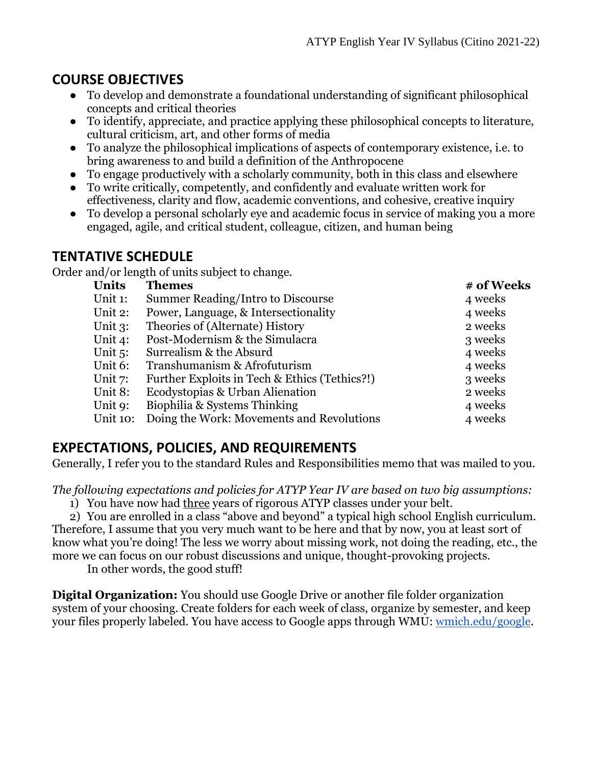## COURSE OBJECTIVES

- To develop and demonstrate a foundational understanding of significant philosophical concepts and critical theories
- To identify, appreciate, and practice applying these philosophical concepts to literature, cultural criticism, art, and other forms of media
- To analyze the philosophical implications of aspects of contemporary existence, i.e. to bring awareness to and build a definition of the Anthropocene
- To engage productively with a scholarly community, both in this class and elsewhere
- To write critically, competently, and confidently and evaluate written work for effectiveness, clarity and flow, academic conventions, and cohesive, creative inquiry
- To develop a personal scholarly eye and academic focus in service of making you a more engaged, agile, and critical student, colleague, citizen, and human being

## TENTATIVE SCHEDULE

Order and/or length of units subject to change.

| Units | Themes | # of Weeks |
|---|---|---|
| Unit 1: | Summer Reading/Intro to Discourse | 4 weeks |
| Unit 2: | Power, Language, & Intersectionality | 4 weeks |
| Unit 3: | Theories of (Alternate) History | 2 weeks |
| Unit 4: | Post-Modernism & the Simulacra | 3 weeks |
| Unit 5: | Surrealism & the Absurd | 4 weeks |
| Unit 6: | Transhumanism & Afrofuturism | 4 weeks |
| Unit 7: | Further Exploits in Tech & Ethics (Tethics?!) | 3 weeks |
| Unit 8: | Ecodystopias & Urban Alienation | 2 weeks |
| Unit 9: | Biophilia & Systems Thinking | 4 weeks |
| Unit 10: | Doing the Work: Movements and Revolutions | 4 weeks |

## EXPECTATIONS, POLICIES, AND REQUIREMENTS

Generally, I refer you to the standard Rules and Responsibilities memo that was mailed to you.

*The following expectations and policies for ATYP Year IV are based on two big assumptions:*

1) You have now had <u>three</u> years of rigorous ATYP classes under your belt.
2) You are enrolled in a class "above and beyond" a typical high school English curriculum.

Therefore, I assume that you very much want to be here and that by now, you at least sort of know what you're doing! The less we worry about missing work, not doing the reading, etc., the more we can focus on our robust discussions and unique, thought-provoking projects.

In other words, the good stuff!

**Digital Organization:** You should use Google Drive or another file folder organization system of your choosing. Create folders for each week of class, organize by semester, and keep your files properly labeled. You have access to Google apps through WMU: [wmich.edu/google](wmich.edu/google).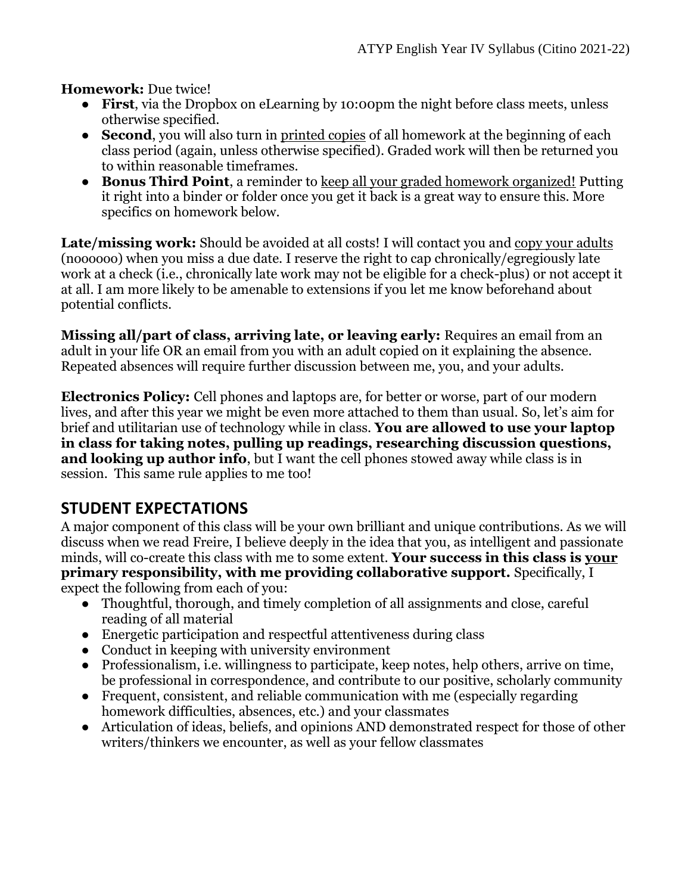**Homework:** Due twice!

- **First**, via the Dropbox on eLearning by 10:00pm the night before class meets, unless otherwise specified.
- **Second**, you will also turn in printed copies of all homework at the beginning of each class period (again, unless otherwise specified). Graded work will then be returned you to within reasonable timeframes.
- **Bonus Third Point**, a reminder to keep all your graded homework organized! Putting it right into a binder or folder once you get it back is a great way to ensure this. More specifics on homework below.

**Late/missing work:** Should be avoided at all costs! I will contact you and copy your adults (noooooo) when you miss a due date. I reserve the right to cap chronically/egregiously late work at a check (i.e., chronically late work may not be eligible for a check-plus) or not accept it at all. I am more likely to be amenable to extensions if you let me know beforehand about potential conflicts.

**Missing all/part of class, arriving late, or leaving early:** Requires an email from an adult in your life OR an email from you with an adult copied on it explaining the absence. Repeated absences will require further discussion between me, you, and your adults.

**Electronics Policy:** Cell phones and laptops are, for better or worse, part of our modern lives, and after this year we might be even more attached to them than usual. So, let's aim for brief and utilitarian use of technology while in class. **You are allowed to use your laptop in class for taking notes, pulling up readings, researching discussion questions, and looking up author info**, but I want the cell phones stowed away while class is in session. This same rule applies to me too!

## STUDENT EXPECTATIONS

A major component of this class will be your own brilliant and unique contributions. As we will discuss when we read Freire, I believe deeply in the idea that you, as intelligent and passionate minds, will co-create this class with me to some extent. **Your success in this class is your primary responsibility, with me providing collaborative support.** Specifically, I expect the following from each of you:

- Thoughtful, thorough, and timely completion of all assignments and close, careful reading of all material
- Energetic participation and respectful attentiveness during class
- Conduct in keeping with university environment
- Professionalism, i.e. willingness to participate, keep notes, help others, arrive on time, be professional in correspondence, and contribute to our positive, scholarly community
- Frequent, consistent, and reliable communication with me (especially regarding homework difficulties, absences, etc.) and your classmates
- Articulation of ideas, beliefs, and opinions AND demonstrated respect for those of other writers/thinkers we encounter, as well as your fellow classmates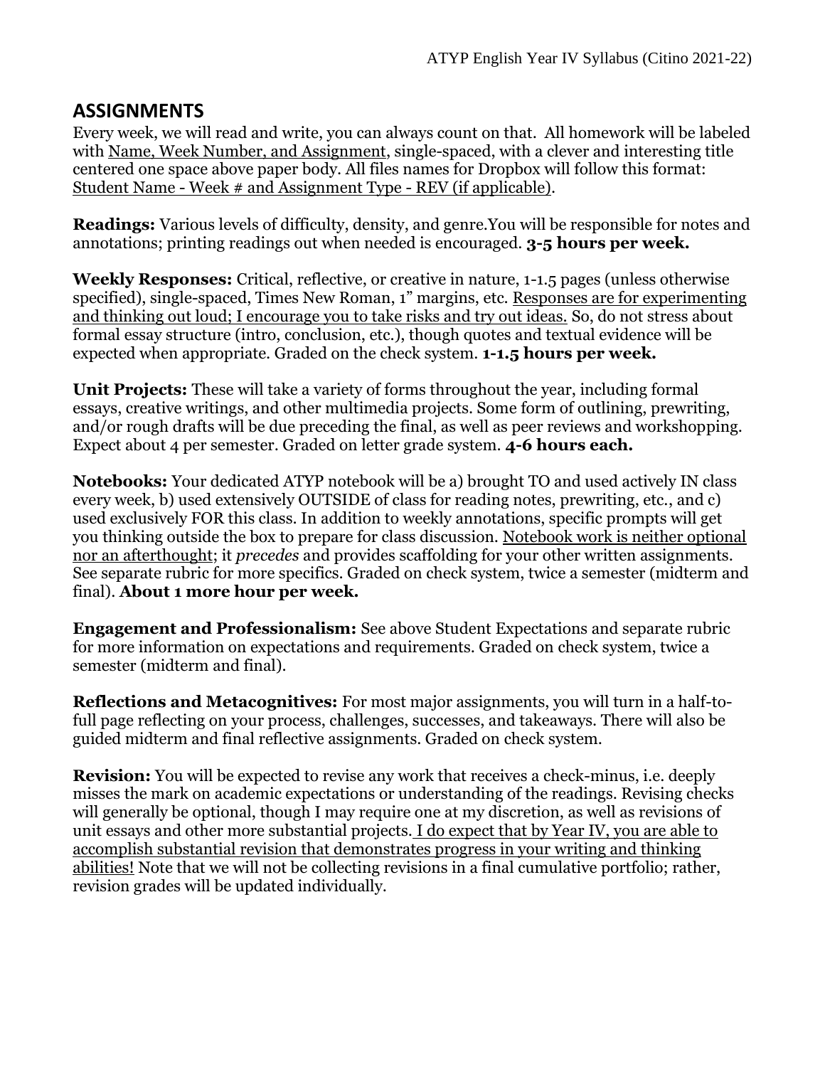## ASSIGNMENTS

Every week, we will read and write, you can always count on that. All homework will be labeled with Name, Week Number, and Assignment, single-spaced, with a clever and interesting title centered one space above paper body. All files names for Dropbox will follow this format: Student Name - Week # and Assignment Type - REV (if applicable).

**Readings:** Various levels of difficulty, density, and genre.You will be responsible for notes and annotations; printing readings out when needed is encouraged. **3-5 hours per week.**

**Weekly Responses:** Critical, reflective, or creative in nature, 1-1.5 pages (unless otherwise specified), single-spaced, Times New Roman, 1" margins, etc. Responses are for experimenting and thinking out loud; I encourage you to take risks and try out ideas. So, do not stress about formal essay structure (intro, conclusion, etc.), though quotes and textual evidence will be expected when appropriate. Graded on the check system. **1-1.5 hours per week.**

**Unit Projects:** These will take a variety of forms throughout the year, including formal essays, creative writings, and other multimedia projects. Some form of outlining, prewriting, and/or rough drafts will be due preceding the final, as well as peer reviews and workshopping. Expect about 4 per semester. Graded on letter grade system. **4-6 hours each.**

**Notebooks:** Your dedicated ATYP notebook will be a) brought TO and used actively IN class every week, b) used extensively OUTSIDE of class for reading notes, prewriting, etc., and c) used exclusively FOR this class. In addition to weekly annotations, specific prompts will get you thinking outside the box to prepare for class discussion. Notebook work is neither optional nor an afterthought; it *precedes* and provides scaffolding for your other written assignments. See separate rubric for more specifics. Graded on check system, twice a semester (midterm and final). **About 1 more hour per week.**

**Engagement and Professionalism:** See above Student Expectations and separate rubric for more information on expectations and requirements. Graded on check system, twice a semester (midterm and final).

**Reflections and Metacognitives:** For most major assignments, you will turn in a half-to-full page reflecting on your process, challenges, successes, and takeaways. There will also be guided midterm and final reflective assignments. Graded on check system.

**Revision:** You will be expected to revise any work that receives a check-minus, i.e. deeply misses the mark on academic expectations or understanding of the readings. Revising checks will generally be optional, though I may require one at my discretion, as well as revisions of unit essays and other more substantial projects. I do expect that by Year IV, you are able to accomplish substantial revision that demonstrates progress in your writing and thinking abilities! Note that we will not be collecting revisions in a final cumulative portfolio; rather, revision grades will be updated individually.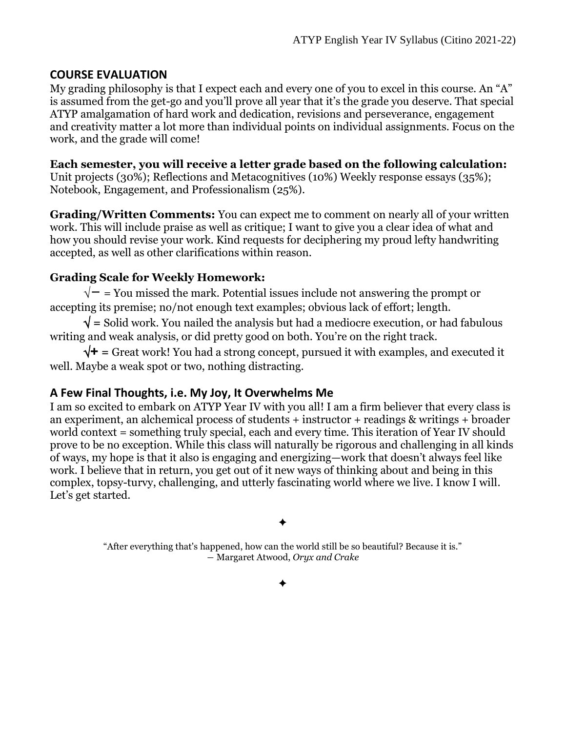## COURSE EVALUATION

My grading philosophy is that I expect each and every one of you to excel in this course. An "A" is assumed from the get-go and you'll prove all year that it's the grade you deserve. That special ATYP amalgamation of hard work and dedication, revisions and perseverance, engagement and creativity matter a lot more than individual points on individual assignments. Focus on the work, and the grade will come!

**Each semester, you will receive a letter grade based on the following calculation:** Unit projects (30%); Reflections and Metacognitives (10%) Weekly response essays (35%); Notebook, Engagement, and Professionalism (25%).

**Grading/Written Comments:** You can expect me to comment on nearly all of your written work. This will include praise as well as critique; I want to give you a clear idea of what and how you should revise your work. Kind requests for deciphering my proud lefty handwriting accepted, as well as other clarifications within reason.

### Grading Scale for Weekly Homework:

√− = You missed the mark. Potential issues include not answering the prompt or accepting its premise; no/not enough text examples; obvious lack of effort; length.

√ = Solid work. You nailed the analysis but had a mediocre execution, or had fabulous writing and weak analysis, or did pretty good on both. You're on the right track.

√+ = Great work! You had a strong concept, pursued it with examples, and executed it well. Maybe a weak spot or two, nothing distracting.

## A Few Final Thoughts, i.e. My Joy, It Overwhelms Me

I am so excited to embark on ATYP Year IV with you all! I am a firm believer that every class is an experiment, an alchemical process of students + instructor + readings & writings + broader world context = something truly special, each and every time. This iteration of Year IV should prove to be no exception. While this class will naturally be rigorous and challenging in all kinds of ways, my hope is that it also is engaging and energizing—work that doesn't always feel like work. I believe that in return, you get out of it new ways of thinking about and being in this complex, topsy-turvy, challenging, and utterly fascinating world where we live. I know I will. Let's get started.

✦

"After everything that's happened, how can the world still be so beautiful? Because it is."
– Margaret Atwood, *Oryx and Crake*

✦